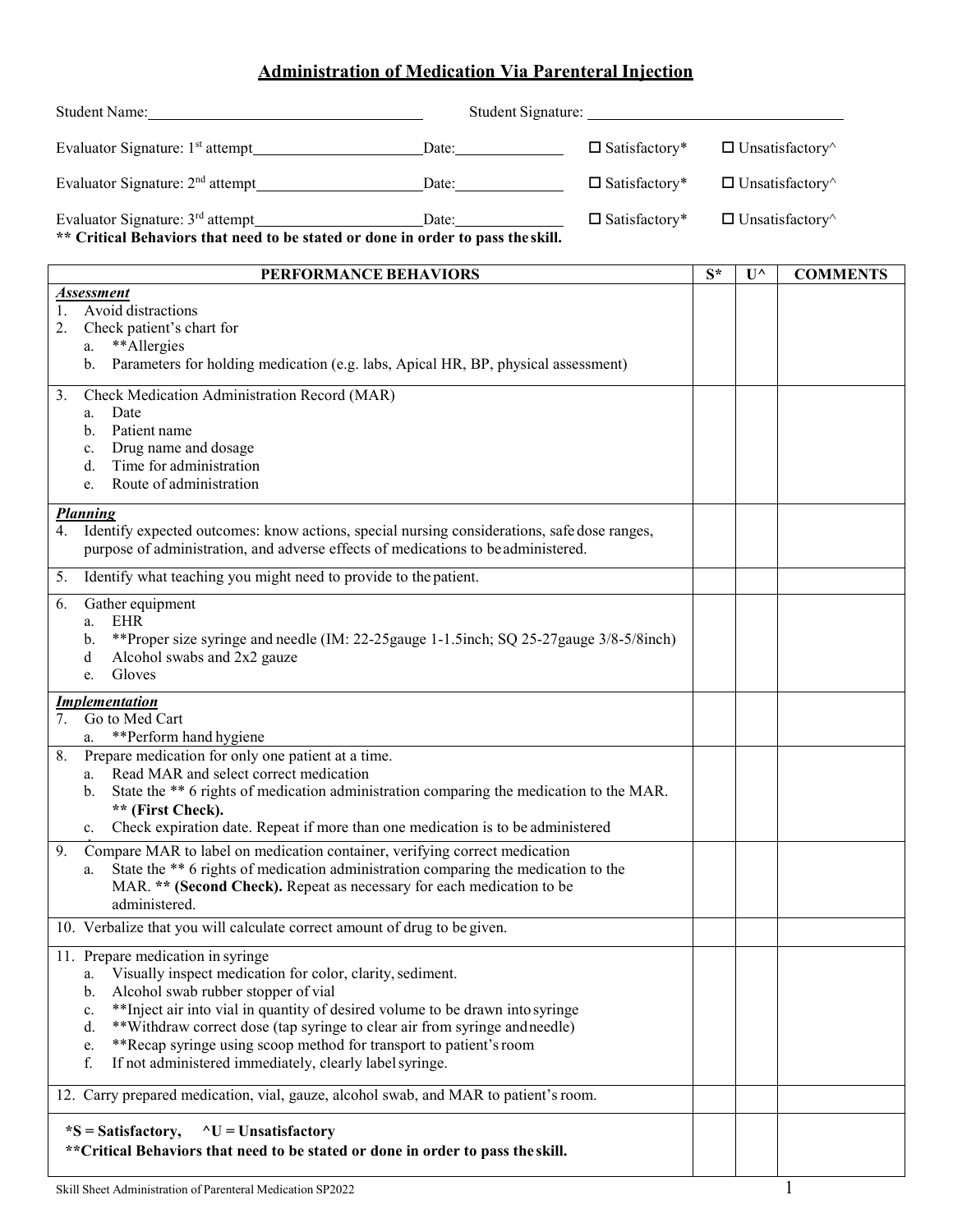# Administration of Medication Via Parenteral Injection

Student Name:______________________ Student Signature: ______________________

Evaluator Signature: 1st attempt______________________ Date:______________ ☐ Satisfactory* ☐ Unsatisfactory^

Evaluator Signature: 2nd attempt______________________ Date:______________ ☐ Satisfactory* ☐ Unsatisfactory^

Evaluator Signature: 3rd attempt______________________ Date:______________ ☐ Satisfactory* ☐ Unsatisfactory^

**** Critical Behaviors that need to be stated or done in order to pass the skill.**

| PERFORMANCE BEHAVIORS | S* | U^ | COMMENTS |
|---|---|---|---|
| ***Assessment***<br>1. Avoid distractions<br>2. Check patient's chart for<br>  a. **Allergies<br>  b. Parameters for holding medication (e.g. labs, Apical HR, BP, physical assessment) | | | |
| 3. Check Medication Administration Record (MAR)<br>  a. Date<br>  b. Patient name<br>  c. Drug name and dosage<br>  d. Time for administration<br>  e. Route of administration | | | |
| ***Planning***<br>4. Identify expected outcomes: know actions, special nursing considerations, safe dose ranges, purpose of administration, and adverse effects of medications to be administered. | | | |
| 5. Identify what teaching you might need to provide to the patient. | | | |
| 6. Gather equipment<br>  a. EHR<br>  b. **Proper size syringe and needle (IM: 22-25gauge 1-1.5inch; SQ 25-27gauge 3/8-5/8inch)<br>  d Alcohol swabs and 2x2 gauze<br>  e. Gloves | | | |
| ***Implementation***<br>7. Go to Med Cart<br>  a. **Perform hand hygiene | | | |
| 8. Prepare medication for only one patient at a time.<br>  a. Read MAR and select correct medication<br>  b. State the ** 6 rights of medication administration comparing the medication to the MAR. **** (First Check).**<br>  c. Check expiration date. Repeat if more than one medication is to be administered | | | |
| 9. Compare MAR to label on medication container, verifying correct medication<br>  a. State the ** 6 rights of medication administration comparing the medication to the MAR. **** (Second Check).** Repeat as necessary for each medication to be administered. | | | |
| 10. Verbalize that you will calculate correct amount of drug to be given. | | | |
| 11. Prepare medication in syringe<br>  a. Visually inspect medication for color, clarity, sediment.<br>  b. Alcohol swab rubber stopper of vial<br>  c. **Inject air into vial in quantity of desired volume to be drawn into syringe<br>  d. **Withdraw correct dose (tap syringe to clear air from syringe and needle)<br>  e. **Recap syringe using scoop method for transport to patient's room<br>  f. If not administered immediately, clearly label syringe. | | | |
| 12. Carry prepared medication, vial, gauze, alcohol swab, and MAR to patient's room. | | | |
| ***S = Satisfactory, ^U = Unsatisfactory**<br>****Critical Behaviors that need to be stated or done in order to pass the skill.** | | | |

Skill Sheet Administration of Parenteral Medication SP2022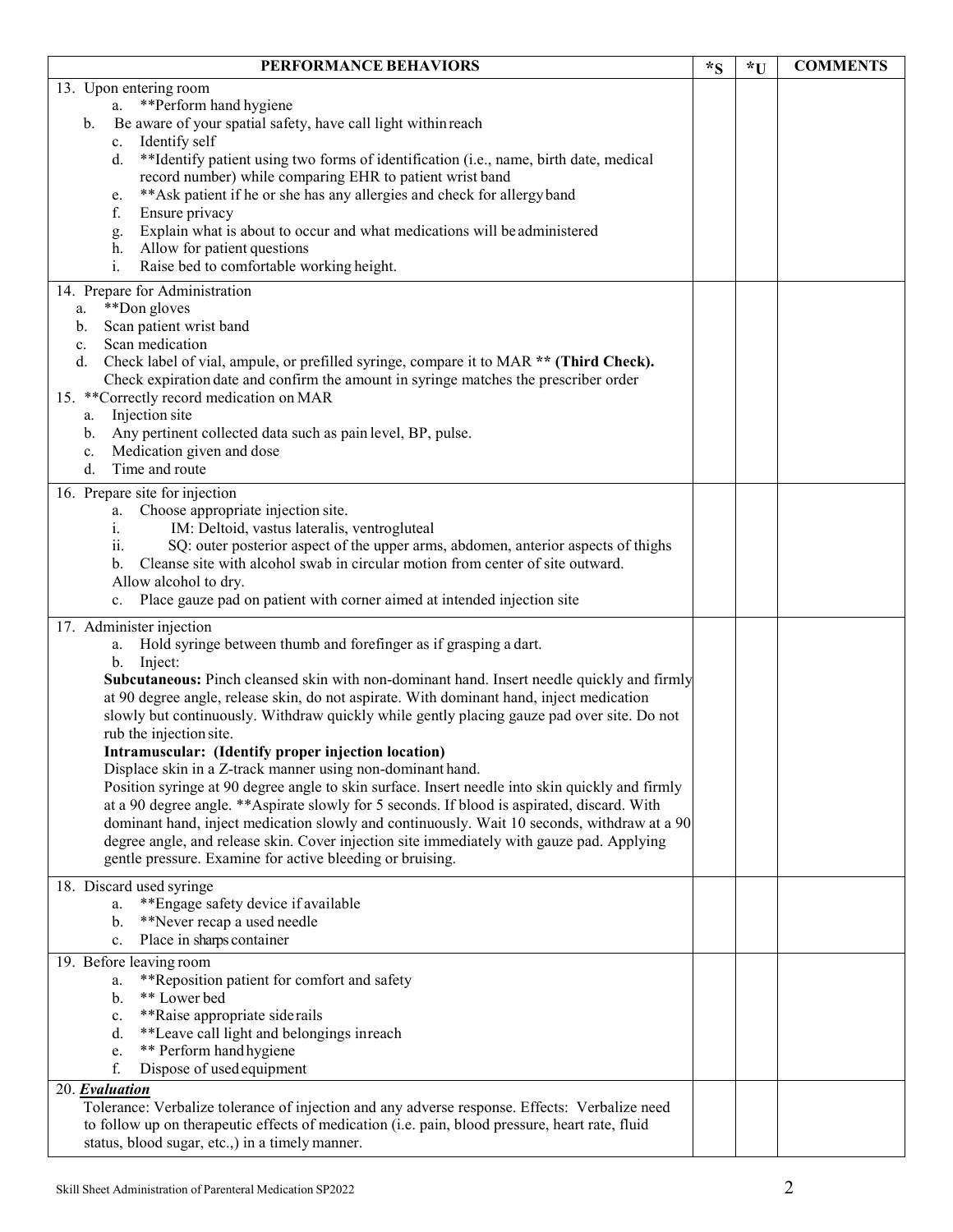| PERFORMANCE BEHAVIORS | *S | *U | COMMENTS |
|---|---|---|---|
| 13. Upon entering room<br>a. **Perform hand hygiene<br>b. Be aware of your spatial safety, have call light within reach<br>c. Identify self<br>d. **Identify patient using two forms of identification (i.e., name, birth date, medical record number) while comparing EHR to patient wrist band<br>e. **Ask patient if he or she has any allergies and check for allergy band<br>f. Ensure privacy<br>g. Explain what is about to occur and what medications will be administered<br>h. Allow for patient questions<br>i. Raise bed to comfortable working height. | | | |
| 14. Prepare for Administration<br>a. **Don gloves<br>b. Scan patient wrist band<br>c. Scan medication<br>d. Check label of vial, ampule, or prefilled syringe, compare it to MAR ** **(Third Check).** Check expiration date and confirm the amount in syringe matches the prescriber order<br>15. **Correctly record medication on MAR<br>a. Injection site<br>b. Any pertinent collected data such as pain level, BP, pulse.<br>c. Medication given and dose<br>d. Time and route | | | |
| 16. Prepare site for injection<br>a. Choose appropriate injection site.<br>i. IM: Deltoid, vastus lateralis, ventrogluteal<br>ii. SQ: outer posterior aspect of the upper arms, abdomen, anterior aspects of thighs<br>b. Cleanse site with alcohol swab in circular motion from center of site outward. Allow alcohol to dry.<br>c. Place gauze pad on patient with corner aimed at intended injection site | | | |
| 17. Administer injection<br>a. Hold syringe between thumb and forefinger as if grasping a dart.<br>b. Inject:<br>**Subcutaneous:** Pinch cleansed skin with non-dominant hand. Insert needle quickly and firmly at 90 degree angle, release skin, do not aspirate. With dominant hand, inject medication slowly but continuously. Withdraw quickly while gently placing gauze pad over site. Do not rub the injection site.<br>**Intramuscular: (Identify proper injection location)**<br>Displace skin in a Z-track manner using non-dominant hand.<br>Position syringe at 90 degree angle to skin surface. Insert needle into skin quickly and firmly at a 90 degree angle. **Aspirate slowly for 5 seconds. If blood is aspirated, discard. With dominant hand, inject medication slowly and continuously. Wait 10 seconds, withdraw at a 90 degree angle, and release skin. Cover injection site immediately with gauze pad. Applying gentle pressure. Examine for active bleeding or bruising. | | | |
| 18. Discard used syringe<br>a. **Engage safety device if available<br>b. **Never recap a used needle<br>c. Place in sharps container | | | |
| 19. Before leaving room<br>a. **Reposition patient for comfort and safety<br>b. ** Lower bed<br>c. **Raise appropriate side rails<br>d. **Leave call light and belongings in reach<br>e. ** Perform hand hygiene<br>f. Dispose of used equipment | | | |
| 20. ***Evaluation***<br>Tolerance: Verbalize tolerance of injection and any adverse response. Effects: Verbalize need to follow up on therapeutic effects of medication (i.e. pain, blood pressure, heart rate, fluid status, blood sugar, etc.,) in a timely manner. | | | |